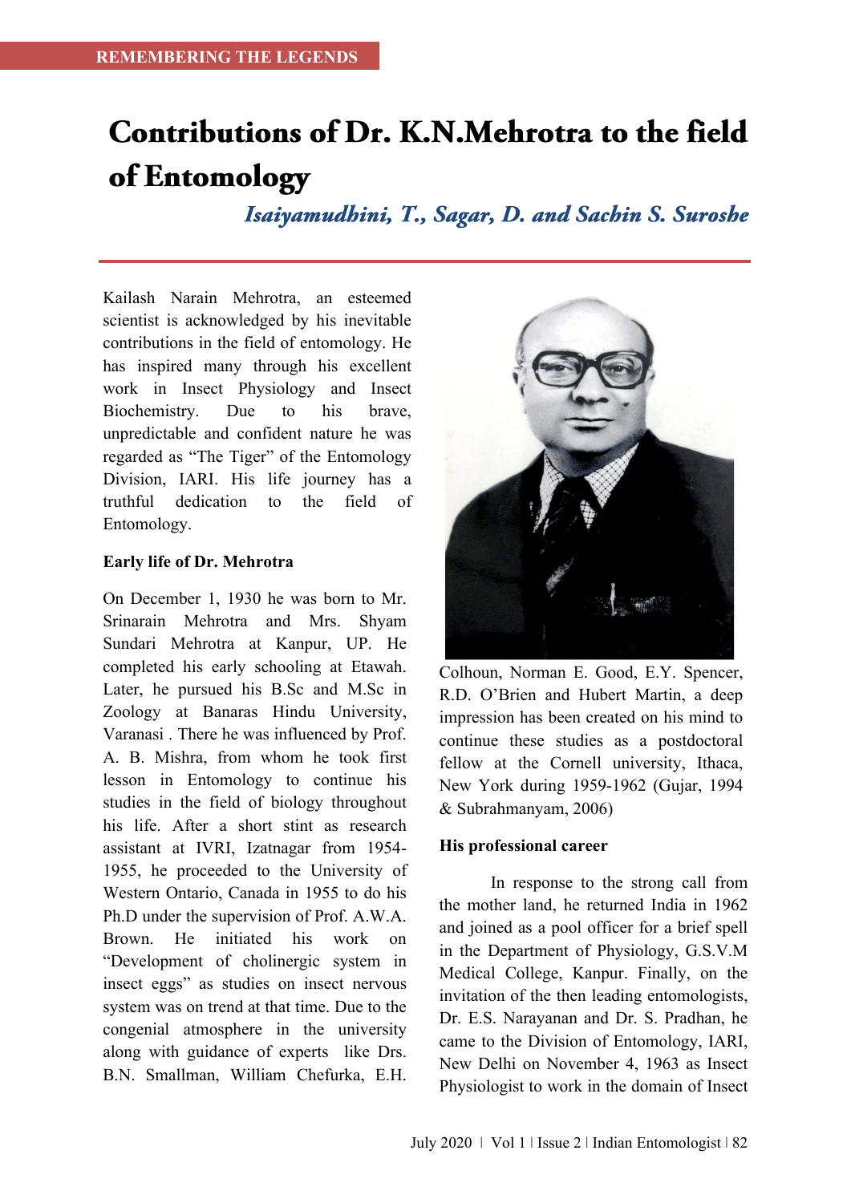REMEMBERING THE LEGENDS

# Contributions of Dr. K.N.Mehrotra to the field of Entomology

*Isaiyamudhini, T., Sagar, D. and Sachin S. Suroshe*

Kailash Narain Mehrotra, an esteemed scientist is acknowledged by his inevitable contributions in the field of entomology. He has inspired many through his excellent work in Insect Physiology and Insect Biochemistry. Due to his brave, unpredictable and confident nature he was regarded as "The Tiger" of the Entomology Division, IARI. His life journey has a truthful dedication to the field of Entomology.

**Early life of Dr. Mehrotra**

On December 1, 1930 he was born to Mr. Srinarain Mehrotra and Mrs. Shyam Sundari Mehrotra at Kanpur, UP. He completed his early schooling at Etawah. Later, he pursued his B.Sc and M.Sc in Zoology at Banaras Hindu University, Varanasi . There he was influenced by Prof. A. B. Mishra, from whom he took first lesson in Entomology to continue his studies in the field of biology throughout his life. After a short stint as research assistant at IVRI, Izatnagar from 1954-1955, he proceeded to the University of Western Ontario, Canada in 1955 to do his Ph.D under the supervision of Prof. A.W.A. Brown. He initiated his work on "Development of cholinergic system in insect eggs" as studies on insect nervous system was on trend at that time. Due to the congenial atmosphere in the university along with guidance of experts like Drs. B.N. Smallman, William Chefurka, E.H. Colhoun, Norman E. Good, E.Y. Spencer, R.D. O'Brien and Hubert Martin, a deep impression has been created on his mind to continue these studies as a postdoctoral fellow at the Cornell university, Ithaca, New York during 1959-1962 (Gujar, 1994 & Subrahmanyam, 2006)

**His professional career**

In response to the strong call from the mother land, he returned India in 1962 and joined as a pool officer for a brief spell in the Department of Physiology, G.S.V.M Medical College, Kanpur. Finally, on the invitation of the then leading entomologists, Dr. E.S. Narayanan and Dr. S. Pradhan, he came to the Division of Entomology, IARI, New Delhi on November 4, 1963 as Insect Physiologist to work in the domain of Insect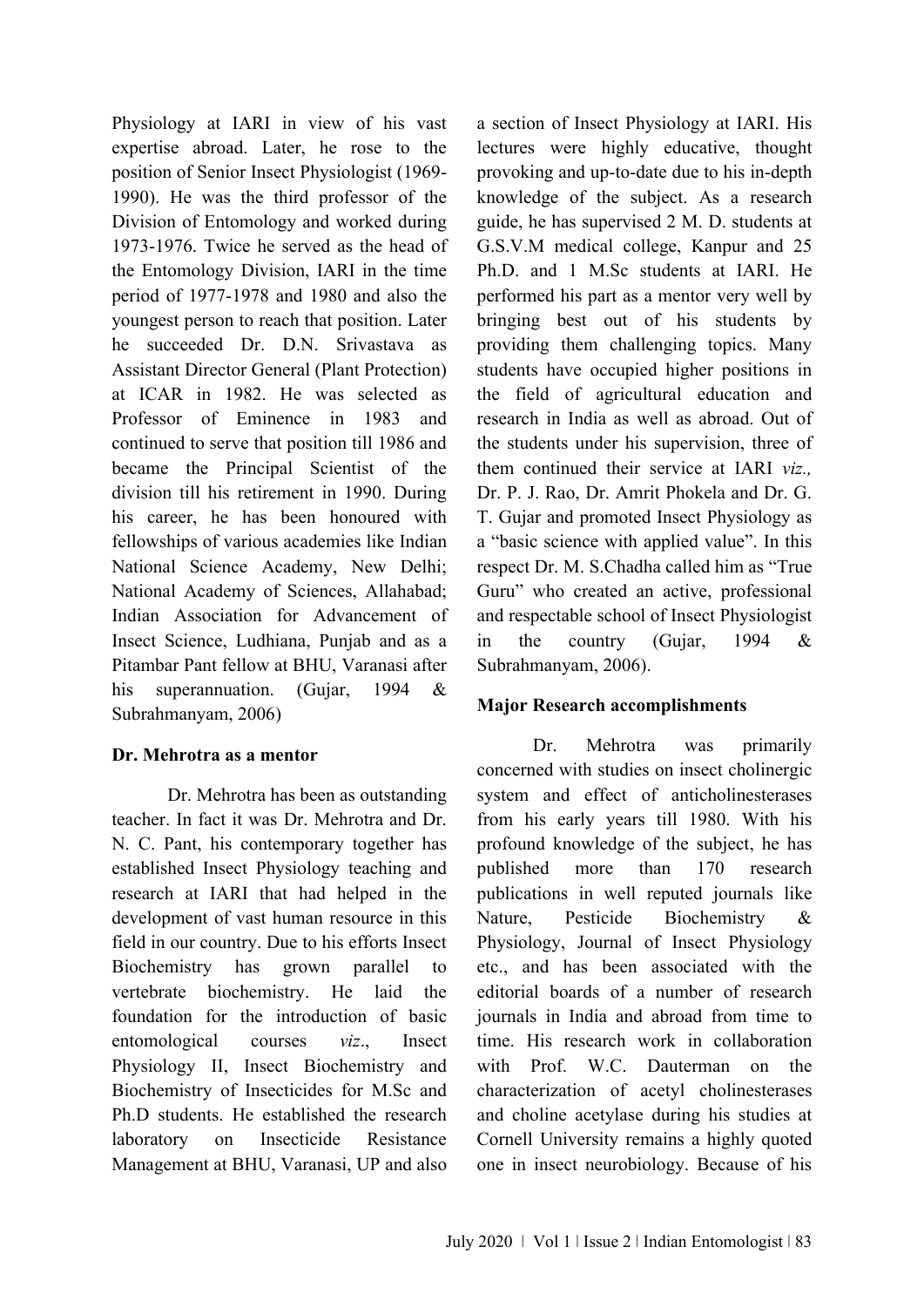Physiology at IARI in view of his vast expertise abroad. Later, he rose to the position of Senior Insect Physiologist (1969-1990). He was the third professor of the Division of Entomology and worked during 1973-1976. Twice he served as the head of the Entomology Division, IARI in the time period of 1977-1978 and 1980 and also the youngest person to reach that position. Later he succeeded Dr. D.N. Srivastava as Assistant Director General (Plant Protection) at ICAR in 1982. He was selected as Professor of Eminence in 1983 and continued to serve that position till 1986 and became the Principal Scientist of the division till his retirement in 1990. During his career, he has been honoured with fellowships of various academies like Indian National Science Academy, New Delhi; National Academy of Sciences, Allahabad; Indian Association for Advancement of Insect Science, Ludhiana, Punjab and as a Pitambar Pant fellow at BHU, Varanasi after his superannuation. (Gujar, 1994 & Subrahmanyam, 2006)

**Dr. Mehrotra as a mentor**

Dr. Mehrotra has been as outstanding teacher. In fact it was Dr. Mehrotra and Dr. N. C. Pant, his contemporary together has established Insect Physiology teaching and research at IARI that had helped in the development of vast human resource in this field in our country. Due to his efforts Insect Biochemistry has grown parallel to vertebrate biochemistry. He laid the foundation for the introduction of basic entomological courses *viz*., Insect Physiology II, Insect Biochemistry and Biochemistry of Insecticides for M.Sc and Ph.D students. He established the research laboratory on Insecticide Resistance Management at BHU, Varanasi, UP and also a section of Insect Physiology at IARI. His lectures were highly educative, thought provoking and up-to-date due to his in-depth knowledge of the subject. As a research guide, he has supervised 2 M. D. students at G.S.V.M medical college, Kanpur and 25 Ph.D. and 1 M.Sc students at IARI. He performed his part as a mentor very well by bringing best out of his students by providing them challenging topics. Many students have occupied higher positions in the field of agricultural education and research in India as well as abroad. Out of the students under his supervision, three of them continued their service at IARI *viz.,* Dr. P. J. Rao, Dr. Amrit Phokela and Dr. G. T. Gujar and promoted Insect Physiology as a "basic science with applied value". In this respect Dr. M. S.Chadha called him as "True Guru" who created an active, professional and respectable school of Insect Physiologist in the country (Gujar, 1994 & Subrahmanyam, 2006).

**Major Research accomplishments**

Dr. Mehrotra was primarily concerned with studies on insect cholinergic system and effect of anticholinesterases from his early years till 1980. With his profound knowledge of the subject, he has published more than 170 research publications in well reputed journals like Nature, Pesticide Biochemistry & Physiology, Journal of Insect Physiology etc., and has been associated with the editorial boards of a number of research journals in India and abroad from time to time. His research work in collaboration with Prof. W.C. Dauterman on the characterization of acetyl cholinesterases and choline acetylase during his studies at Cornell University remains a highly quoted one in insect neurobiology. Because of his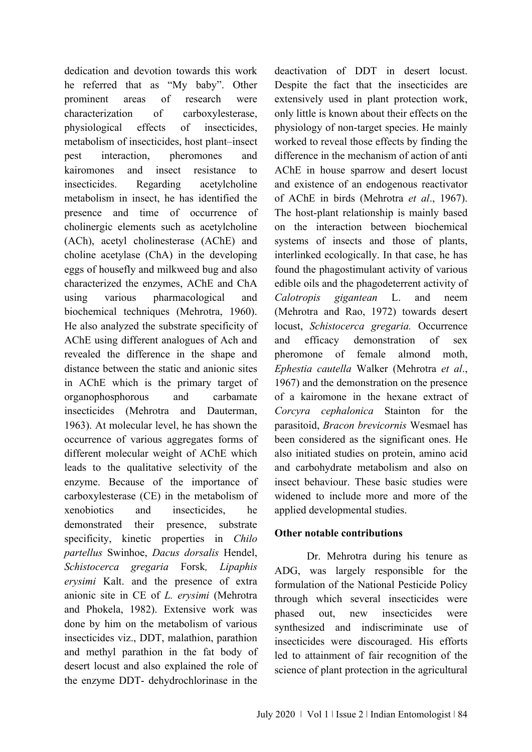dedication and devotion towards this work he referred that as "My baby". Other prominent areas of research were characterization of carboxylesterase, physiological effects of insecticides, metabolism of insecticides, host plant–insect pest interaction, pheromones and kairomones and insect resistance to insecticides. Regarding acetylcholine metabolism in insect, he has identified the presence and time of occurrence of cholinergic elements such as acetylcholine (ACh), acetyl cholinesterase (AChE) and choline acetylase (ChA) in the developing eggs of housefly and milkweed bug and also characterized the enzymes, AChE and ChA using various pharmacological and biochemical techniques (Mehrotra, 1960). He also analyzed the substrate specificity of AChE using different analogues of Ach and revealed the difference in the shape and distance between the static and anionic sites in AChE which is the primary target of organophosphorous and carbamate insecticides (Mehrotra and Dauterman, 1963). At molecular level, he has shown the occurrence of various aggregates forms of different molecular weight of AChE which leads to the qualitative selectivity of the enzyme. Because of the importance of carboxylesterase (CE) in the metabolism of xenobiotics and insecticides, he demonstrated their presence, substrate specificity, kinetic properties in *Chilo partellus* Swinhoe, *Dacus dorsalis* Hendel, *Schistocerca gregaria* Forsk*, Lipaphis erysimi* Kalt. and the presence of extra anionic site in CE of *L. erysimi* (Mehrotra and Phokela, 1982). Extensive work was done by him on the metabolism of various insecticides viz., DDT, malathion, parathion and methyl parathion in the fat body of desert locust and also explained the role of the enzyme DDT- dehydrochlorinase in the deactivation of DDT in desert locust. Despite the fact that the insecticides are extensively used in plant protection work, only little is known about their effects on the physiology of non-target species. He mainly worked to reveal those effects by finding the difference in the mechanism of action of anti AChE in house sparrow and desert locust and existence of an endogenous reactivator of AChE in birds (Mehrotra *et al*., 1967). The host-plant relationship is mainly based on the interaction between biochemical systems of insects and those of plants, interlinked ecologically. In that case, he has found the phagostimulant activity of various edible oils and the phagodeterrent activity of *Calotropis gigantean* L. and neem (Mehrotra and Rao, 1972) towards desert locust, *Schistocerca gregaria.* Occurrence and efficacy demonstration of sex pheromone of female almond moth, *Ephestia cautella* Walker (Mehrotra *et al*., 1967) and the demonstration on the presence of a kairomone in the hexane extract of *Corcyra cephalonica* Stainton for the parasitoid, *Bracon brevicornis* Wesmael has been considered as the significant ones. He also initiated studies on protein, amino acid and carbohydrate metabolism and also on insect behaviour. These basic studies were widened to include more and more of the applied developmental studies.

**Other notable contributions**

Dr. Mehrotra during his tenure as ADG, was largely responsible for the formulation of the National Pesticide Policy through which several insecticides were phased out, new insecticides were synthesized and indiscriminate use of insecticides were discouraged. His efforts led to attainment of fair recognition of the science of plant protection in the agricultural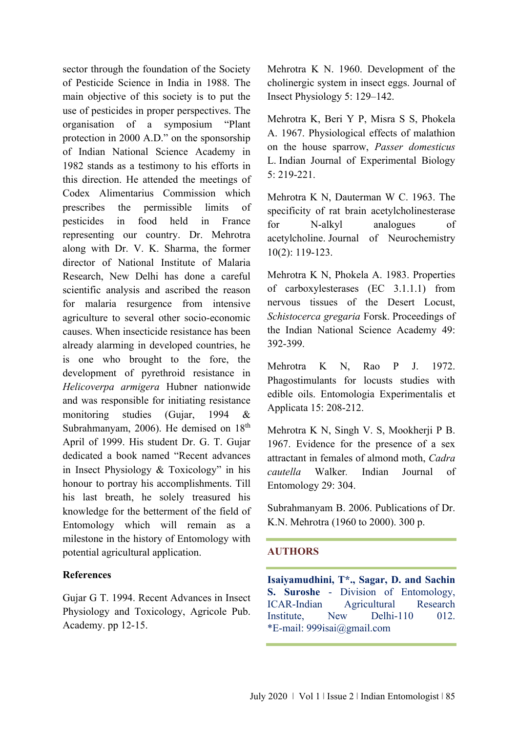sector through the foundation of the Society of Pesticide Science in India in 1988. The main objective of this society is to put the use of pesticides in proper perspectives. The organisation of a symposium "Plant protection in 2000 A.D." on the sponsorship of Indian National Science Academy in 1982 stands as a testimony to his efforts in this direction. He attended the meetings of Codex Alimentarius Commission which prescribes the permissible limits of pesticides in food held in France representing our country. Dr. Mehrotra along with Dr. V. K. Sharma, the former director of National Institute of Malaria Research, New Delhi has done a careful scientific analysis and ascribed the reason for malaria resurgence from intensive agriculture to several other socio-economic causes. When insecticide resistance has been already alarming in developed countries, he is one who brought to the fore, the development of pyrethroid resistance in *Helicoverpa armigera* Hubner nationwide and was responsible for initiating resistance monitoring studies (Gujar, 1994 & Subrahmanyam, 2006). He demised on 18th April of 1999. His student Dr. G. T. Gujar dedicated a book named "Recent advances in Insect Physiology & Toxicology" in his honour to portray his accomplishments. Till his last breath, he solely treasured his knowledge for the betterment of the field of Entomology which will remain as a milestone in the history of Entomology with potential agricultural application.

## References

Gujar G T. 1994. Recent Advances in Insect Physiology and Toxicology, Agricole Pub. Academy. pp 12-15.

Mehrotra K N. 1960. Development of the cholinergic system in insect eggs. Journal of Insect Physiology 5: 129–142.

Mehrotra K, Beri Y P, Misra S S, Phokela A. 1967. Physiological effects of malathion on the house sparrow, *Passer domesticus* L. Indian Journal of Experimental Biology 5: 219-221.

Mehrotra K N, Dauterman W C. 1963. The specificity of rat brain acetylcholinesterase for N-alkyl analogues of acetylcholine. Journal of Neurochemistry 10(2): 119-123.

Mehrotra K N, Phokela A. 1983. Properties of carboxylesterases (EC 3.1.1.1) from nervous tissues of the Desert Locust, *Schistocerca gregaria* Forsk. Proceedings of the Indian National Science Academy 49: 392-399.

Mehrotra K N, Rao P J. 1972. Phagostimulants for locusts studies with edible oils. Entomologia Experimentalis et Applicata 15: 208-212.

Mehrotra K N, Singh V. S, Mookherji P B. 1967. Evidence for the presence of a sex attractant in females of almond moth, *Cadra cautella* Walker. Indian Journal of Entomology 29: 304.

Subrahmanyam B. 2006. Publications of Dr. K.N. Mehrotra (1960 to 2000). 300 p.

## AUTHORS

**Isaiyamudhini, T*., Sagar, D. and Sachin S. Suroshe** - Division of Entomology, ICAR-Indian Agricultural Research Institute, New Delhi-110 012.
*E-mail: 999isai@gmail.com